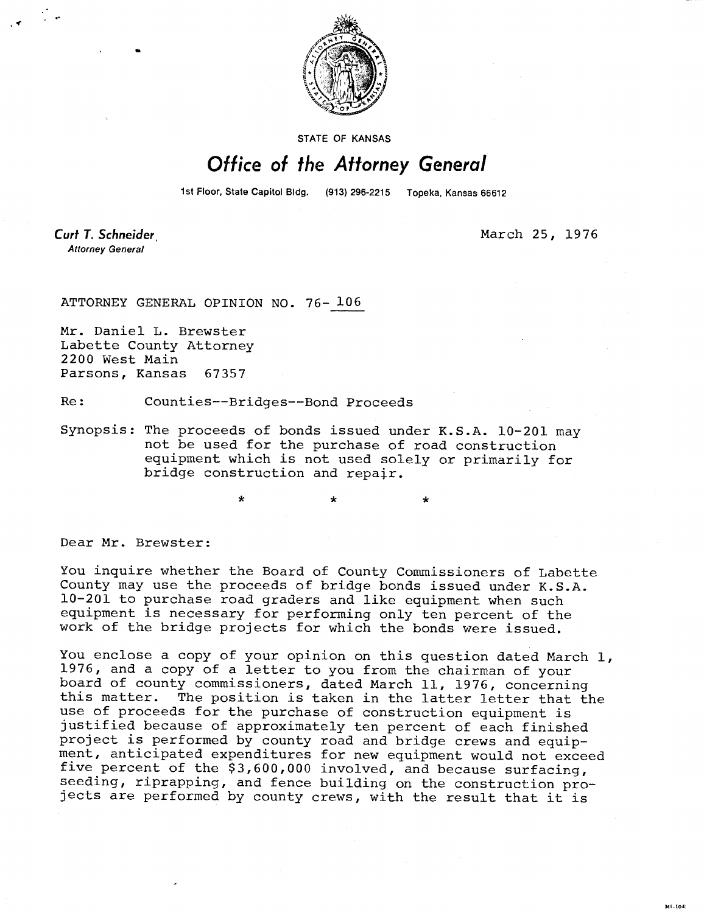STATE OF KANSAS

# Office of the Attorney General

1st Floor, State Capitol Bldg. (913) 296-2215 Topeka, Kansas 66612

**Curt T. Schneider**
*Attorney General*

March 25, 1976

ATTORNEY GENERAL OPINION NO. 76-106

Mr. Daniel L. Brewster
Labette County Attorney
2200 West Main
Parsons, Kansas 67357

Re: Counties--Bridges--Bond Proceeds

Synopsis: The proceeds of bonds issued under K.S.A. 10-201 may not be used for the purchase of road construction equipment which is not used solely or primarily for bridge construction and repair.

\* \* \*

Dear Mr. Brewster:

You inquire whether the Board of County Commissioners of Labette County may use the proceeds of bridge bonds issued under K.S.A. 10-201 to purchase road graders and like equipment when such equipment is necessary for performing only ten percent of the work of the bridge projects for which the bonds were issued.

You enclose a copy of your opinion on this question dated March 1, 1976, and a copy of a letter to you from the chairman of your board of county commissioners, dated March 11, 1976, concerning this matter. The position is taken in the latter letter that the use of proceeds for the purchase of construction equipment is justified because of approximately ten percent of each finished project is performed by county road and bridge crews and equipment, anticipated expenditures for new equipment would not exceed five percent of the $3,600,000 involved, and because surfacing, seeding, riprapping, and fence building on the construction projects are performed by county crews, with the result that it is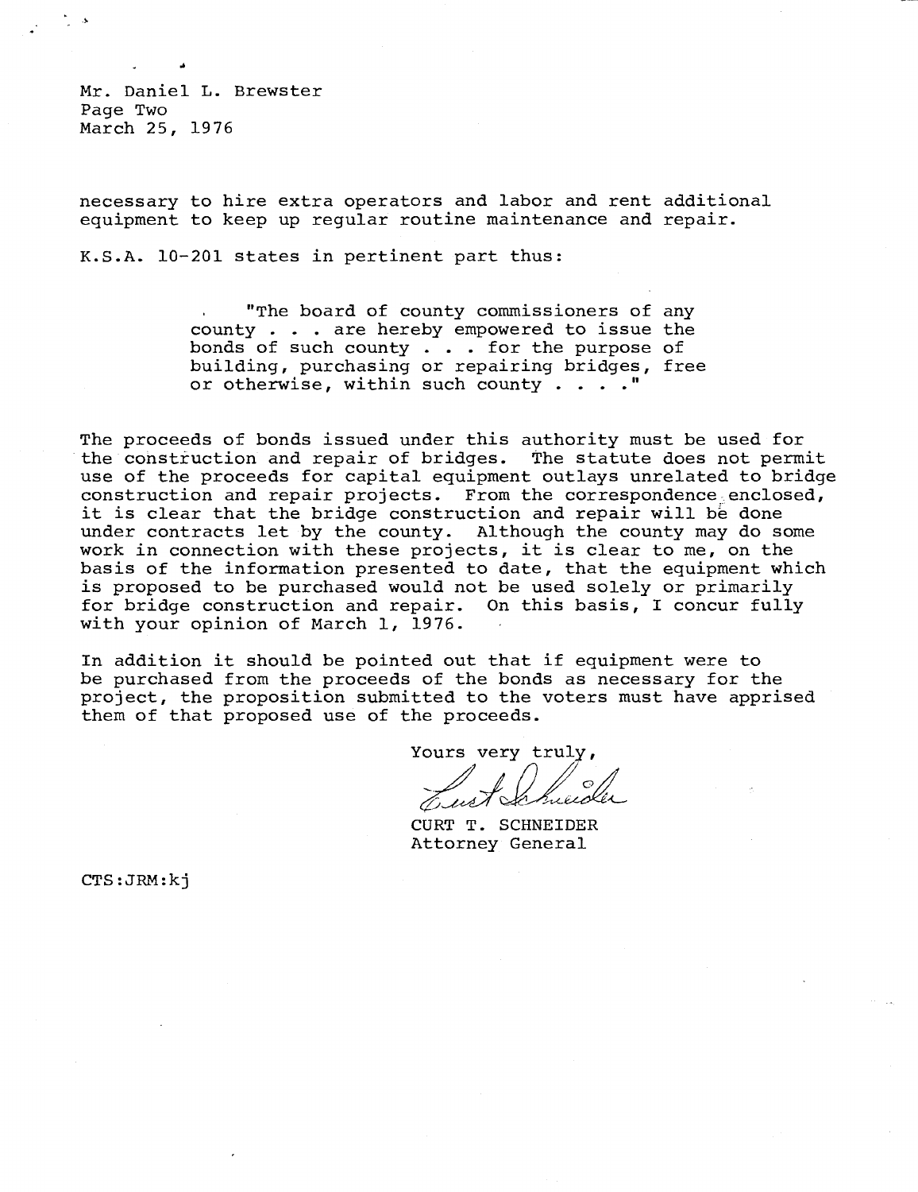Mr. Daniel L. Brewster
Page Two
March 25, 1976

necessary to hire extra operators and labor and rent additional equipment to keep up regular routine maintenance and repair.

K.S.A. 10-201 states in pertinent part thus:

> "The board of county commissioners of any county . . . are hereby empowered to issue the bonds of such county . . . for the purpose of building, purchasing or repairing bridges, free or otherwise, within such county . . . ."

The proceeds of bonds issued under this authority must be used for the construction and repair of bridges. The statute does not permit use of the proceeds for capital equipment outlays unrelated to bridge construction and repair projects. From the correspondence enclosed, it is clear that the bridge construction and repair will be done under contracts let by the county. Although the county may do some work in connection with these projects, it is clear to me, on the basis of the information presented to date, that the equipment which is proposed to be purchased would not be used solely or primarily for bridge construction and repair. On this basis, I concur fully with your opinion of March 1, 1976.

In addition it should be pointed out that if equipment were to be purchased from the proceeds of the bonds as necessary for the project, the proposition submitted to the voters must have apprised them of that proposed use of the proceeds.

Yours very truly,

Curt Schneider

CURT T. SCHNEIDER
Attorney General

CTS:JRM:kj